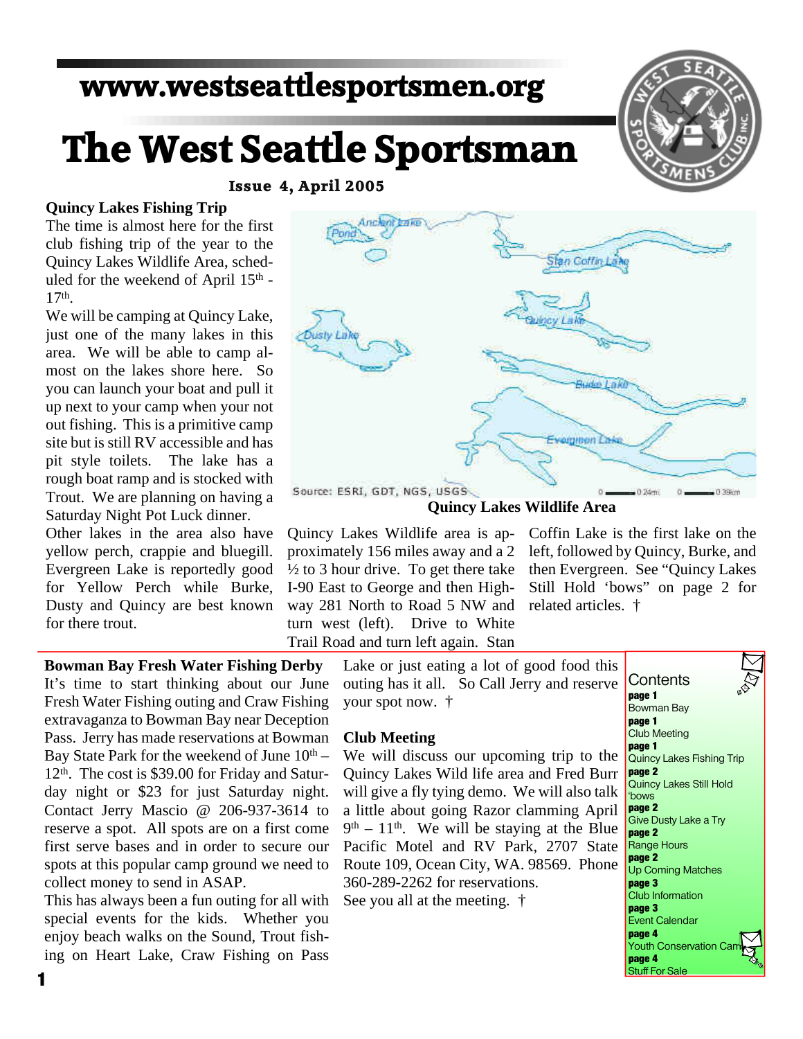www.westseattlesportsmen.org

# The West Seattle Sportsman

**Issue 4, April 2005**

## Quincy Lakes Fishing Trip

The time is almost here for the first club fishing trip of the year to the Quincy Lakes Wildlife Area, scheduled for the weekend of April 15th - 17th.

We will be camping at Quincy Lake, just one of the many lakes in this area. We will be able to camp almost on the lakes shore here. So you can launch your boat and pull it up next to your camp when your not out fishing. This is a primitive camp site but is still RV accessible and has pit style toilets. The lake has a rough boat ramp and is stocked with Trout. We are planning on having a Saturday Night Pot Luck dinner.

Other lakes in the area also have yellow perch, crappie and bluegill. Evergreen Lake is reportedly good for Yellow Perch while Burke, Dusty and Quincy are best known for there trout.

**Quincy Lakes Wildlife Area**

Quincy Lakes Wildlife area is approximately 156 miles away and a 2 ½ to 3 hour drive. To get there take I-90 East to George and then Highway 281 North to Road 5 NW and turn west (left). Drive to White Trail Road and turn left again. Stan Coffin Lake is the first lake on the left, followed by Quincy, Burke, and then Evergreen. See "Quincy Lakes Still Hold 'bows" on page 2 for related articles. †

## Bowman Bay Fresh Water Fishing Derby

It's time to start thinking about our June Fresh Water Fishing outing and Craw Fishing extravaganza to Bowman Bay near Deception Pass. Jerry has made reservations at Bowman Bay State Park for the weekend of June 10th – 12th. The cost is $39.00 for Friday and Saturday night or $23 for just Saturday night. Contact Jerry Mascio @ 206-937-3614 to reserve a spot. All spots are on a first come first serve bases and in order to secure our spots at this popular camp ground we need to collect money to send in ASAP.

This has always been a fun outing for all with special events for the kids. Whether you enjoy beach walks on the Sound, Trout fishing on Heart Lake, Craw Fishing on Pass Lake or just eating a lot of good food this outing has it all. So Call Jerry and reserve your spot now. †

## Club Meeting

We will discuss our upcoming trip to the Quincy Lakes Wild life area and Fred Burr will give a fly tying demo. We will also talk a little about going Razor clamming April 9th – 11th. We will be staying at the Blue Pacific Motel and RV Park, 2707 State Route 109, Ocean City, WA. 98569. Phone 360-289-2262 for reservations.

See you all at the meeting. †

## Contents

**page 1** Bowman Bay
**page 1** Club Meeting
**page 1** Quincy Lakes Fishing Trip
**page 2** Quincy Lakes Still Hold 'bows
**page 2** Give Dusty Lake a Try
**page 2** Range Hours
**page 2** Up Coming Matches
**page 3** Club Information
**page 3** Event Calendar
**page 4** Youth Conservation Camp
**page 4** Stuff For Sale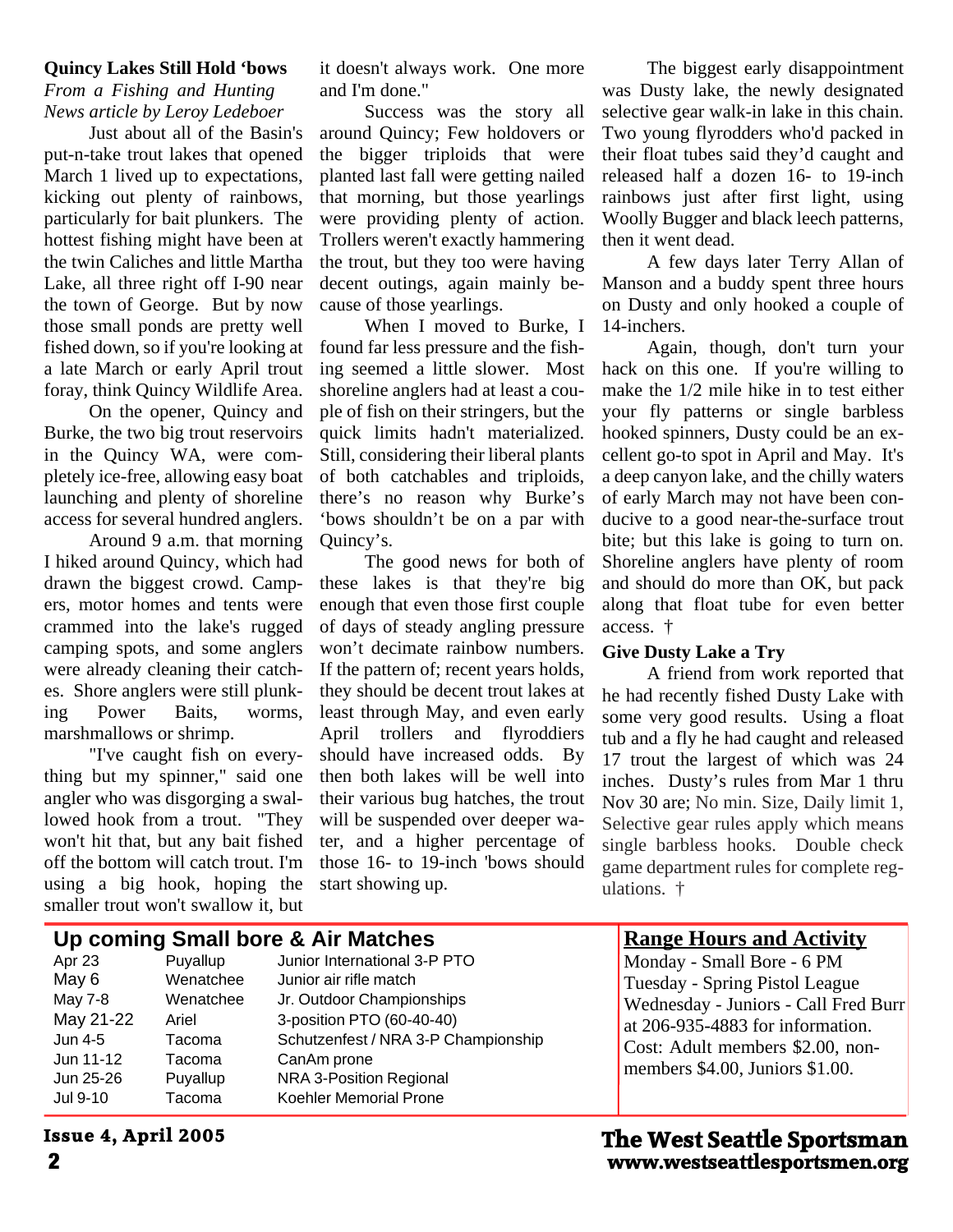### Quincy Lakes Still Hold 'bows

*From a Fishing and Hunting News article by Leroy Ledeboer*

Just about all of the Basin's put-n-take trout lakes that opened March 1 lived up to expectations, kicking out plenty of rainbows, particularly for bait plunkers. The hottest fishing might have been at the twin Caliches and little Martha Lake, all three right off I-90 near the town of George. But by now those small ponds are pretty well fished down, so if you're looking at a late March or early April trout foray, think Quincy Wildlife Area.

On the opener, Quincy and Burke, the two big trout reservoirs in the Quincy WA, were completely ice-free, allowing easy boat launching and plenty of shoreline access for several hundred anglers.

Around 9 a.m. that morning I hiked around Quincy, which had drawn the biggest crowd. Campers, motor homes and tents were crammed into the lake's rugged camping spots, and some anglers were already cleaning their catches. Shore anglers were still plunking Power Baits, worms, marshmallows or shrimp.

"I've caught fish on everything but my spinner," said one angler who was disgorging a swallowed hook from a trout. "They won't hit that, but any bait fished off the bottom will catch trout. I'm using a big hook, hoping the smaller trout won't swallow it, but it doesn't always work. One more and I'm done."

Success was the story all around Quincy; Few holdovers or the bigger triploids that were planted last fall were getting nailed that morning, but those yearlings were providing plenty of action. Trollers weren't exactly hammering the trout, but they too were having decent outings, again mainly because of those yearlings.

When I moved to Burke, I found far less pressure and the fishing seemed a little slower. Most shoreline anglers had at least a couple of fish on their stringers, but the quick limits hadn't materialized. Still, considering their liberal plants of both catchables and triploids, there's no reason why Burke's 'bows shouldn't be on a par with Quincy's.

The good news for both of these lakes is that they're big enough that even those first couple of days of steady angling pressure won't decimate rainbow numbers. If the pattern of; recent years holds, they should be decent trout lakes at least through May, and even early April trollers and flyroddiers should have increased odds. By then both lakes will be well into their various bug hatches, the trout will be suspended over deeper water, and a higher percentage of those 16- to 19-inch 'bows should start showing up.

The biggest early disappointment was Dusty lake, the newly designated selective gear walk-in lake in this chain. Two young flyrodders who'd packed in their float tubes said they'd caught and released half a dozen 16- to 19-inch rainbows just after first light, using Woolly Bugger and black leech patterns, then it went dead.

A few days later Terry Allan of Manson and a buddy spent three hours on Dusty and only hooked a couple of 14-inchers.

Again, though, don't turn your hack on this one. If you're willing to make the 1/2 mile hike in to test either your fly patterns or single barbless hooked spinners, Dusty could be an excellent go-to spot in April and May. It's a deep canyon lake, and the chilly waters of early March may not have been conducive to a good near-the-surface trout bite; but this lake is going to turn on. Shoreline anglers have plenty of room and should do more than OK, but pack along that float tube for even better access. †

### Give Dusty Lake a Try

A friend from work reported that he had recently fished Dusty Lake with some very good results. Using a float tub and a fly he had caught and released 17 trout the largest of which was 24 inches. Dusty's rules from Mar 1 thru Nov 30 are; No min. Size, Daily limit 1, Selective gear rules apply which means single barbless hooks. Double check game department rules for complete regulations. †

## Up coming Small bore & Air Matches

| Date | Location | Match |
|---|---|---|
| Apr 23 | Puyallup | Junior International 3-P PTO |
| May 6 | Wenatchee | Junior air rifle match |
| May 7-8 | Wenatchee | Jr. Outdoor Championships |
| May 21-22 | Ariel | 3-position PTO (60-40-40) |
| Jun 4-5 | Tacoma | Schutzenfest / NRA 3-P Championship |
| Jun 11-12 | Tacoma | CanAm prone |
| Jun 25-26 | Puyallup | NRA 3-Position Regional |
| Jul 9-10 | Tacoma | Koehler Memorial Prone |

## Range Hours and Activity

Monday - Small Bore - 6 PM
Tuesday - Spring Pistol League
Wednesday - Juniors - Call Fred Burr at 206-935-4883 for information.
Cost: Adult members $2.00, non-members $4.00, Juniors $1.00.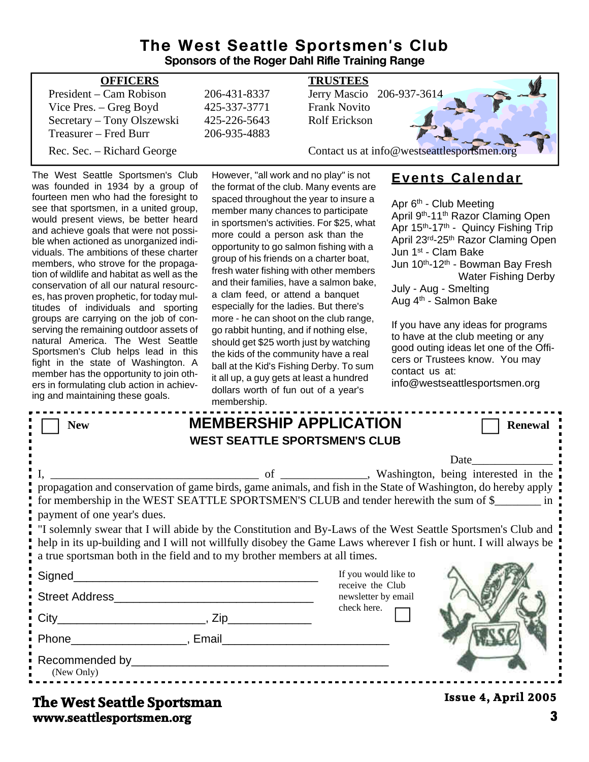# The West Seattle Sportsmen's Club

**Sponsors of the Roger Dahl Rifle Training Range**

| **OFFICERS** | | **TRUSTEES** | |
|---|---|---|---|
| President – Cam Robison | 206-431-8337 | Jerry Mascio | 206-937-3614 |
| Vice Pres. – Greg Boyd | 425-337-3771 | Frank Novito | |
| Secretary – Tony Olszewski | 425-226-5643 | Rolf Erickson | |
| Treasurer – Fred Burr | 206-935-4883 | | |
| Rec. Sec. – Richard George | | Contact us at info@westseattlesportsmen.org | |

The West Seattle Sportsmen's Club was founded in 1934 by a group of fourteen men who had the foresight to see that sportsmen, in a united group, would present views, be better heard and achieve goals that were not possible when actioned as unorganized individuals. The ambitions of these charter members, who strove for the propagation of wildlife and habitat as well as the conservation of all our natural resources, has proven prophetic, for today multitudes of individuals and sporting groups are carrying on the job of conserving the remaining outdoor assets of natural America. The West Seattle Sportsmen's Club helps lead in this fight in the state of Washington. A member has the opportunity to join others in formulating club action in achieving and maintaining these goals.

However, "all work and no play" is not the format of the club. Many events are spaced throughout the year to insure a member many chances to participate in sportsmen's activities. For $25, what more could a person ask than the opportunity to go salmon fishing with a group of his friends on a charter boat, fresh water fishing with other members and their families, have a salmon bake, a clam feed, or attend a banquet especially for the ladies. But there's more - he can shoot on the club range, go rabbit hunting, and if nothing else, should get $25 worth just by watching the kids of the community have a real ball at the Kid's Fishing Derby. To sum it all up, a guy gets at least a hundred dollars worth of fun out of a year's membership.

## Events Calendar

- Apr 6th - Club Meeting
- April 9th-11th Razor Claming Open
- Apr 15th-17th - Quincy Fishing Trip
- April 23rd-25th Razor Claming Open
- Jun 1st - Clam Bake
- Jun 10th-12th - Bowman Bay Fresh Water Fishing Derby
- July - Aug - Smelting
- Aug 4th - Salmon Bake

If you have any ideas for programs to have at the club meeting or any good outing ideas let one of the Officers or Trustees know. You may contact us at: info@westseattlesportsmen.org

---

☐ **New** ☐ **Renewal**

## MEMBERSHIP APPLICATION

**WEST SEATTLE SPORTSMEN'S CLUB**

Date______________

I, ____________________________________ of ______________, Washington, being interested in the propagation and conservation of game birds, game animals, and fish in the State of Washington, do hereby apply for membership in the WEST SEATTLE SPORTSMEN'S CLUB and tender herewith the sum of $________ in payment of one year's dues.

"I solemnly swear that I will abide by the Constitution and By-Laws of the West Seattle Sportsmen's Club and help in its up-building and I will not willfully disobey the Game Laws wherever I fish or hunt. I will always be a true sportsman both in the field and to my brother members at all times.

Signed______________________________________

Street Address_______________________________

City______________________, Zip_____________

Phone_________________, Email________________________

Recommended by______________________________________
(New Only)

If you would like to receive the Club newsletter by email check here. ☐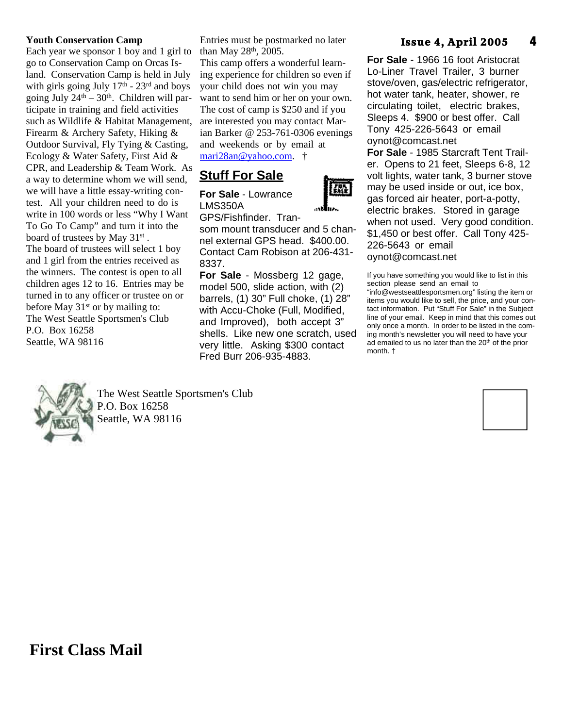### Youth Conservation Camp

Each year we sponsor 1 boy and 1 girl to go to Conservation Camp on Orcas Island. Conservation Camp is held in July with girls going July 17th - 23rd and boys going July 24th – 30th. Children will participate in training and field activities such as Wildlife & Habitat Management, Firearm & Archery Safety, Hiking & Outdoor Survival, Fly Tying & Casting, Ecology & Water Safety, First Aid & CPR, and Leadership & Team Work. As a way to determine whom we will send, we will have a little essay-writing contest. All your children need to do is write in 100 words or less "Why I Want To Go To Camp" and turn it into the board of trustees by May 31st .

The board of trustees will select 1 boy and 1 girl from the entries received as the winners. The contest is open to all children ages 12 to 16. Entries may be turned in to any officer or trustee on or before May 31st or by mailing to:

The West Seattle Sportsmen's Club
P.O. Box 16258
Seattle, WA 98116

Entries must be postmarked no later than May 28th, 2005.

This camp offers a wonderful learning experience for children so even if your child does not win you may want to send him or her on your own. The cost of camp is $250 and if you are interested you may contact Marian Barker @ 253-761-0306 evenings and weekends or by email at mari28an@yahoo.com. †

## Stuff For Sale

**For Sale** - Lowrance LMS350A GPS/Fishfinder. Transom mount transducer and 5 channel external GPS head. $400.00. Contact Cam Robison at 206-431-8337.

**For Sale** - Mossberg 12 gage, model 500, slide action, with (2) barrels, (1) 30" Full choke, (1) 28" with Accu-Choke (Full, Modified, and Improved), both accept 3" shells. Like new one scratch, used very little. Asking $300 contact Fred Burr 206-935-4883.

**For Sale** - 1966 16 foot Aristocrat Lo-Liner Travel Trailer, 3 burner stove/oven, gas/electric refrigerator, hot water tank, heater, shower, re circulating toilet, electric brakes, Sleeps 4. $900 or best offer. Call Tony 425-226-5643 or email oynot@comcast.net

**For Sale** - 1985 Starcraft Tent Trailer. Opens to 21 feet, Sleeps 6-8, 12 volt lights, water tank, 3 burner stove may be used inside or out, ice box, gas forced air heater, port-a-potty, electric brakes. Stored in garage when not used. Very good condition. $1,450 or best offer. Call Tony 425-226-5643 or email oynot@comcast.net

If you have something you would like to list in this section please send an email to "info@westseattlesportsmen.org" listing the item or items you would like to sell, the price, and your contact information. Put "Stuff For Sale" in the Subject line of your email. Keep in mind that this comes out only once a month. In order to be listed in the coming month's newsletter you will need to have your ad emailed to us no later than the 20th of the prior month. †

The West Seattle Sportsmen's Club
P.O. Box 16258
Seattle, WA 98116

**First Class Mail**